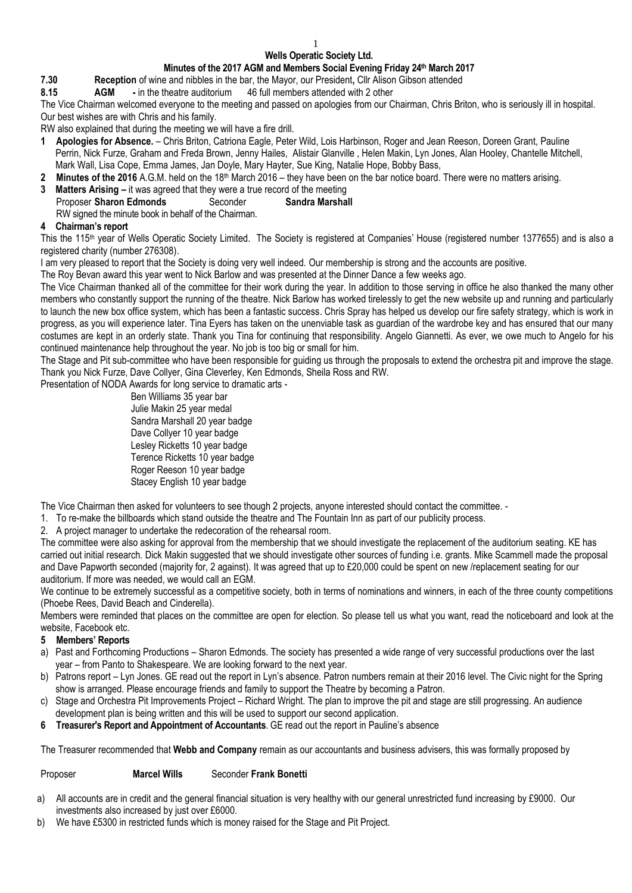# Wells Operatic Society Ltd.

## Minutes of the 2017 AGM and Members Social Evening Friday 24th March 2017

**7.30** **Reception** of wine and nibbles in the bar, the Mayor, our President**,** Cllr Alison Gibson attended

**8.15** **AGM** **-** in the theatre auditorium 46 full members attended with 2 other

The Vice Chairman welcomed everyone to the meeting and passed on apologies from our Chairman, Chris Briton, who is seriously ill in hospital. Our best wishes are with Chris and his family.

RW also explained that during the meeting we will have a fire drill.

**1 Apologies for Absence.** – Chris Briton, Catriona Eagle, Peter Wild, Lois Harbinson, Roger and Jean Reeson, Doreen Grant, Pauline Perrin, Nick Furze, Graham and Freda Brown, Jenny Hailes, Alistair Glanville , Helen Makin, Lyn Jones, Alan Hooley, Chantelle Mitchell, Mark Wall, Lisa Cope, Emma James, Jan Doyle, Mary Hayter, Sue King, Natalie Hope, Bobby Bass,

**2 Minutes of the 2016** A.G.M. held on the 18th March 2016 – they have been on the bar notice board. There were no matters arising.

**3 Matters Arising –** it was agreed that they were a true record of the meeting

Proposer **Sharon Edmonds** Seconder **Sandra Marshall**

RW signed the minute book in behalf of the Chairman.

**4 Chairman's report**

This the 115th year of Wells Operatic Society Limited. The Society is registered at Companies' House (registered number 1377655) and is also a registered charity (number 276308).

I am very pleased to report that the Society is doing very well indeed. Our membership is strong and the accounts are positive.

The Roy Bevan award this year went to Nick Barlow and was presented at the Dinner Dance a few weeks ago.

The Vice Chairman thanked all of the committee for their work during the year. In addition to those serving in office he also thanked the many other members who constantly support the running of the theatre. Nick Barlow has worked tirelessly to get the new website up and running and particularly to launch the new box office system, which has been a fantastic success. Chris Spray has helped us develop our fire safety strategy, which is work in progress, as you will experience later. Tina Eyers has taken on the unenviable task as guardian of the wardrobe key and has ensured that our many costumes are kept in an orderly state. Thank you Tina for continuing that responsibility. Angelo Giannetti. As ever, we owe much to Angelo for his continued maintenance help throughout the year. No job is too big or small for him.

The Stage and Pit sub-committee who have been responsible for guiding us through the proposals to extend the orchestra pit and improve the stage. Thank you Nick Furze, Dave Collyer, Gina Cleverley, Ken Edmonds, Sheila Ross and RW.

Presentation of NODA Awards for long service to dramatic arts -

Ben Williams 35 year bar
Julie Makin 25 year medal
Sandra Marshall 20 year badge
Dave Collyer 10 year badge
Lesley Ricketts 10 year badge
Terence Ricketts 10 year badge
Roger Reeson 10 year badge
Stacey English 10 year badge

The Vice Chairman then asked for volunteers to see though 2 projects, anyone interested should contact the committee. -

1. To re-make the billboards which stand outside the theatre and The Fountain Inn as part of our publicity process.
2. A project manager to undertake the redecoration of the rehearsal room.

The committee were also asking for approval from the membership that we should investigate the replacement of the auditorium seating. KE has carried out initial research. Dick Makin suggested that we should investigate other sources of funding i.e. grants. Mike Scammell made the proposal and Dave Papworth seconded (majority for, 2 against). It was agreed that up to £20,000 could be spent on new /replacement seating for our auditorium. If more was needed, we would call an EGM.

We continue to be extremely successful as a competitive society, both in terms of nominations and winners, in each of the three county competitions (Phoebe Rees, David Beach and Cinderella).

Members were reminded that places on the committee are open for election. So please tell us what you want, read the noticeboard and look at the website, Facebook etc.

**5 Members' Reports**

a) Past and Forthcoming Productions – Sharon Edmonds. The society has presented a wide range of very successful productions over the last year – from Panto to Shakespeare. We are looking forward to the next year.
b) Patrons report – Lyn Jones. GE read out the report in Lyn's absence. Patron numbers remain at their 2016 level. The Civic night for the Spring show is arranged. Please encourage friends and family to support the Theatre by becoming a Patron.
c) Stage and Orchestra Pit Improvements Project – Richard Wright. The plan to improve the pit and stage are still progressing. An audience development plan is being written and this will be used to support our second application.

**6 Treasurer's Report and Appointment of Accountants**. GE read out the report in Pauline's absence

The Treasurer recommended that **Webb and Company** remain as our accountants and business advisers, this was formally proposed by

Proposer **Marcel Wills** Seconder **Frank Bonetti**

a) All accounts are in credit and the general financial situation is very healthy with our general unrestricted fund increasing by £9000. Our investments also increased by just over £6000.
b) We have £5300 in restricted funds which is money raised for the Stage and Pit Project.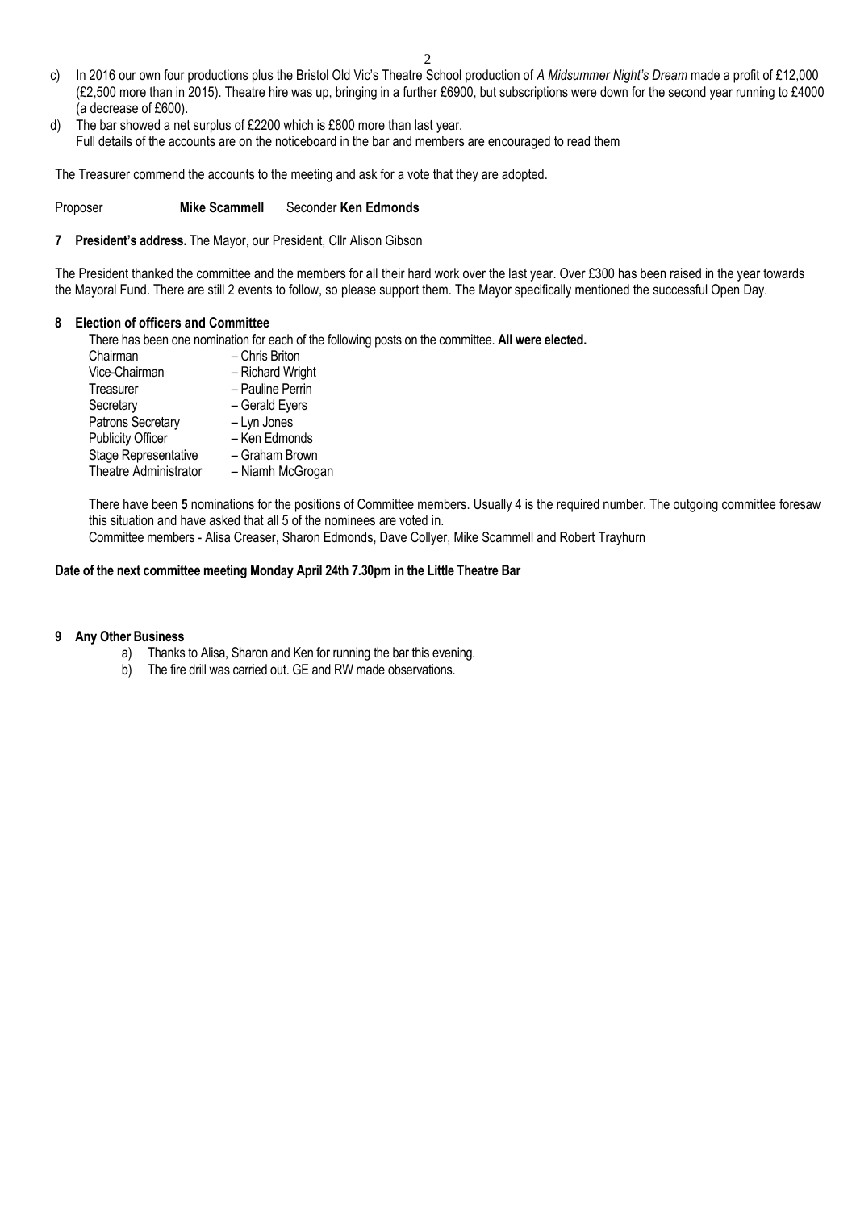c) In 2016 our own four productions plus the Bristol Old Vic's Theatre School production of *A Midsummer Night's Dream* made a profit of £12,000 (£2,500 more than in 2015). Theatre hire was up, bringing in a further £6900, but subscriptions were down for the second year running to £4000 (a decrease of £600).

d) The bar showed a net surplus of £2200 which is £800 more than last year.
Full details of the accounts are on the noticeboard in the bar and members are encouraged to read them

The Treasurer commend the accounts to the meeting and ask for a vote that they are adopted.

Proposer **Mike Scammell** Seconder **Ken Edmonds**

**7 President's address.** The Mayor, our President, Cllr Alison Gibson

The President thanked the committee and the members for all their hard work over the last year. Over £300 has been raised in the year towards the Mayoral Fund. There are still 2 events to follow, so please support them. The Mayor specifically mentioned the successful Open Day.

**8 Election of officers and Committee**

There has been one nomination for each of the following posts on the committee. **All were elected.**

| | |
|---|---|
| Chairman | – Chris Briton |
| Vice-Chairman | – Richard Wright |
| Treasurer | – Pauline Perrin |
| Secretary | – Gerald Eyers |
| Patrons Secretary | – Lyn Jones |
| Publicity Officer | – Ken Edmonds |
| Stage Representative | – Graham Brown |
| Theatre Administrator | – Niamh McGrogan |

There have been **5** nominations for the positions of Committee members. Usually 4 is the required number. The outgoing committee foresaw this situation and have asked that all 5 of the nominees are voted in.
Committee members - Alisa Creaser, Sharon Edmonds, Dave Collyer, Mike Scammell and Robert Trayhurn

**Date of the next committee meeting Monday April 24th 7.30pm in the Little Theatre Bar**

**9 Any Other Business**

a) Thanks to Alisa, Sharon and Ken for running the bar this evening.
b) The fire drill was carried out. GE and RW made observations.